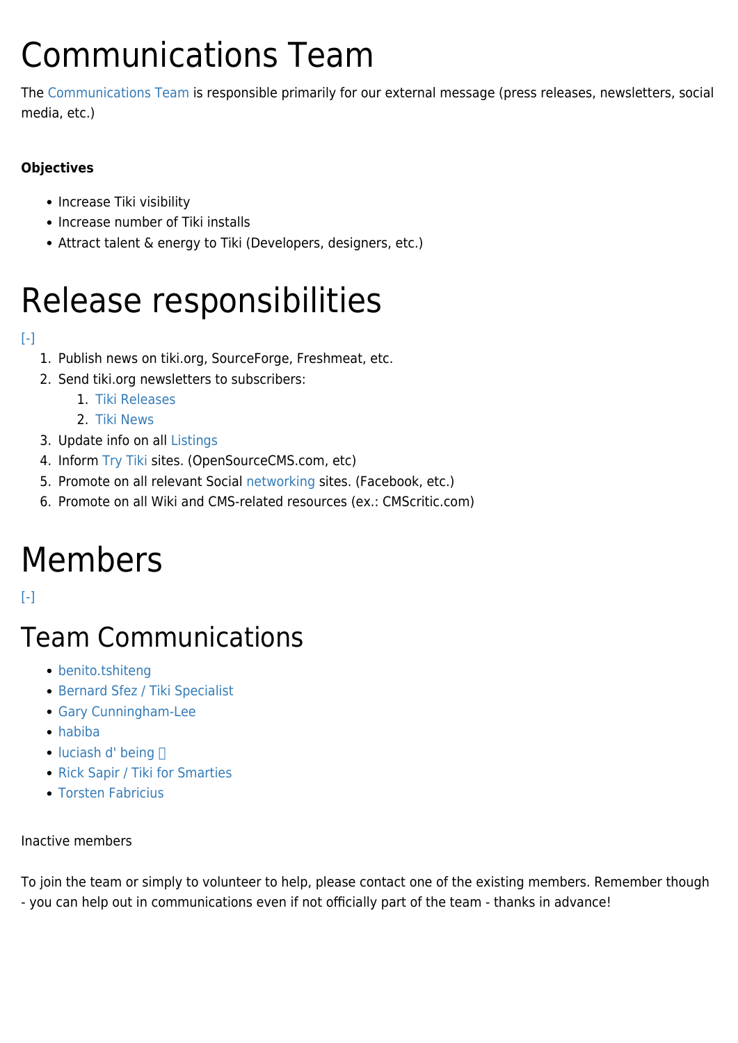# Communications Team

The Communications Team is responsible primarily for our external message (press releases, newsletters, social media, etc.)

**Objectives**

- Increase Tiki visibility
- Increase number of Tiki installs
- Attract talent & energy to Tiki (Developers, designers, etc.)

# Release responsibilities

[-]

1. Publish news on tiki.org, SourceForge, Freshmeat, etc.
2. Send tiki.org newsletters to subscribers:
   1. Tiki Releases
   2. Tiki News
3. Update info on all Listings
4. Inform Try Tiki sites. (OpenSourceCMS.com, etc)
5. Promote on all relevant Social networking sites. (Facebook, etc.)
6. Promote on all Wiki and CMS-related resources (ex.: CMScritic.com)

# Members

[-]

## Team Communications

- benito.tshiteng
- Bernard Sfez / Tiki Specialist
- Gary Cunningham-Lee
- habiba
- luciash d' being
- Rick Sapir / Tiki for Smarties
- Torsten Fabricius

Inactive members

To join the team or simply to volunteer to help, please contact one of the existing members. Remember though - you can help out in communications even if not officially part of the team - thanks in advance!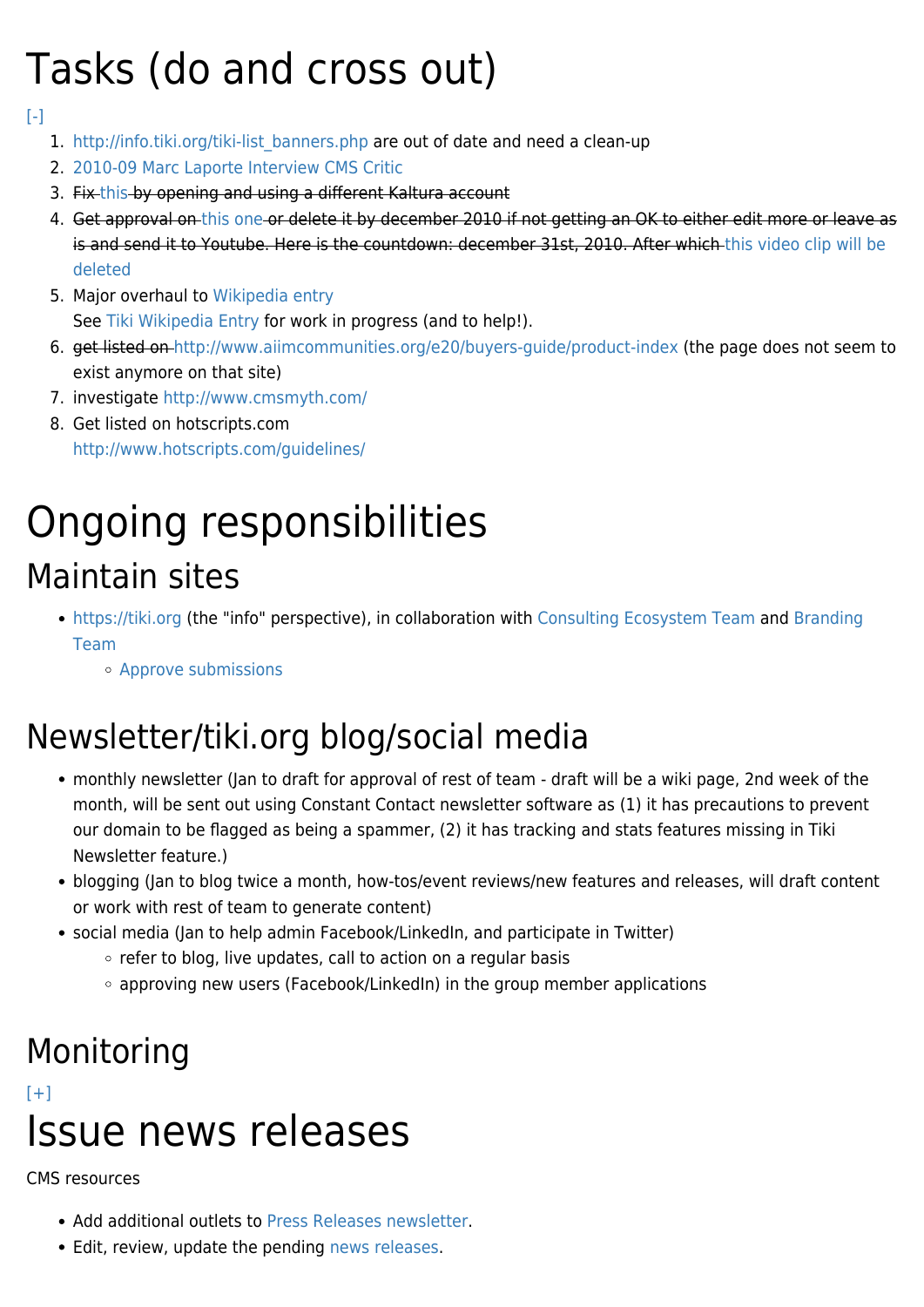# Tasks (do and cross out)

[-]

1. http://info.tiki.org/tiki-list_banners.php are out of date and need a clean-up
2. 2010-09 Marc Laporte Interview CMS Critic
3. ~~Fix this by opening and using a different Kaltura account~~
4. ~~Get approval on this one or delete it by december 2010 if not getting an OK to either edit more or leave as is and send it to Youtube. Here is the countdown: december 31st, 2010. After which this video clip will be deleted~~
5. Major overhaul to Wikipedia entry
   See Tiki Wikipedia Entry for work in progress (and to help!).
6. ~~get listed on~~ http://www.aiimcommunities.org/e20/buyers-guide/product-index (the page does not seem to exist anymore on that site)
7. investigate http://www.cmsmyth.com/
8. Get listed on hotscripts.com
   http://www.hotscripts.com/guidelines/

# Ongoing responsibilities

## Maintain sites

- https://tiki.org (the "info" perspective), in collaboration with Consulting Ecosystem Team and Branding Team
  - Approve submissions

## Newsletter/tiki.org blog/social media

- monthly newsletter (Jan to draft for approval of rest of team - draft will be a wiki page, 2nd week of the month, will be sent out using Constant Contact newsletter software as (1) it has precautions to prevent our domain to be flagged as being a spammer, (2) it has tracking and stats features missing in Tiki Newsletter feature.)
- blogging (Jan to blog twice a month, how-tos/event reviews/new features and releases, will draft content or work with rest of team to generate content)
- social media (Jan to help admin Facebook/LinkedIn, and participate in Twitter)
  - refer to blog, live updates, call to action on a regular basis
  - approving new users (Facebook/LinkedIn) in the group member applications

## Monitoring

[+]

# Issue news releases

CMS resources

- Add additional outlets to Press Releases newsletter.
- Edit, review, update the pending news releases.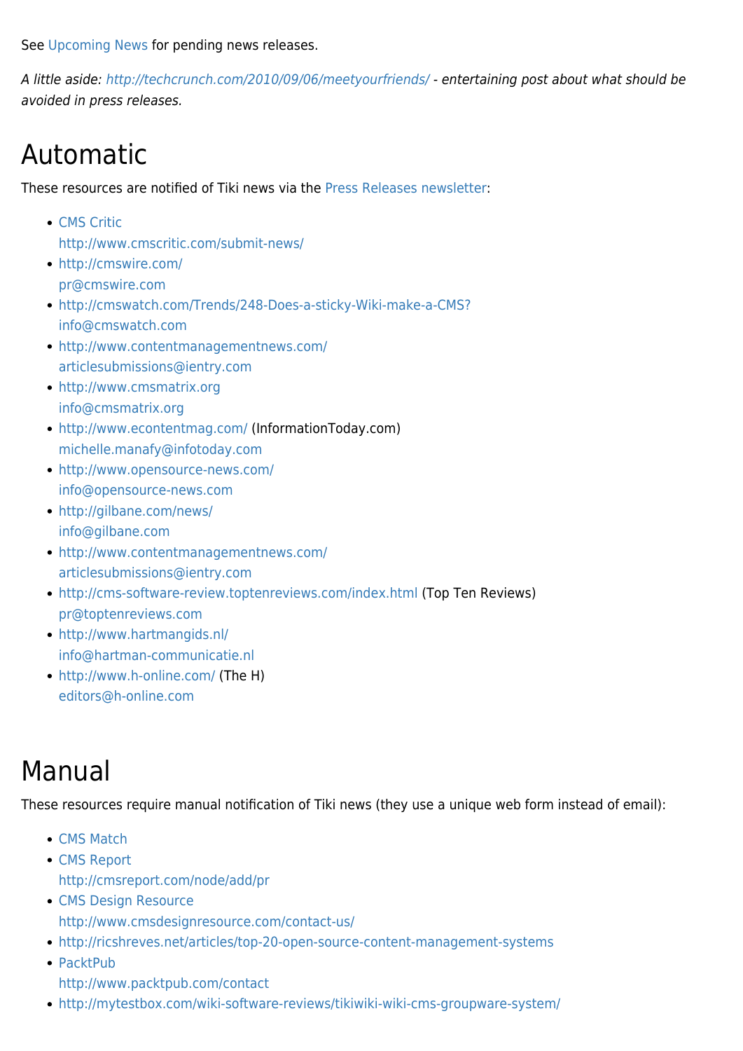See Upcoming News for pending news releases.

*A little aside: http://techcrunch.com/2010/09/06/meetyourfriends/ - entertaining post about what should be avoided in press releases.*

# Automatic

These resources are notified of Tiki news via the Press Releases newsletter:

- CMS Critic
  http://www.cmscritic.com/submit-news/
- http://cmswire.com/
  pr@cmswire.com
- http://cmswatch.com/Trends/248-Does-a-sticky-Wiki-make-a-CMS?
  info@cmswatch.com
- http://www.contentmanagementnews.com/
  articlesubmissions@ientry.com
- http://www.cmsmatrix.org
  info@cmsmatrix.org
- http://www.econtentmag.com/ (InformationToday.com)
  michelle.manafy@infotoday.com
- http://www.opensource-news.com/
  info@opensource-news.com
- http://gilbane.com/news/
  info@gilbane.com
- http://www.contentmanagementnews.com/
  articlesubmissions@ientry.com
- http://cms-software-review.toptenreviews.com/index.html (Top Ten Reviews)
  pr@toptenreviews.com
- http://www.hartmangids.nl/
  info@hartman-communicatie.nl
- http://www.h-online.com/ (The H)
  editors@h-online.com

# Manual

These resources require manual notification of Tiki news (they use a unique web form instead of email):

- CMS Match
- CMS Report
  http://cmsreport.com/node/add/pr
- CMS Design Resource
  http://www.cmsdesignresource.com/contact-us/
- http://ricshreves.net/articles/top-20-open-source-content-management-systems
- PacktPub
  http://www.packtpub.com/contact
- http://mytestbox.com/wiki-software-reviews/tikiwiki-wiki-cms-groupware-system/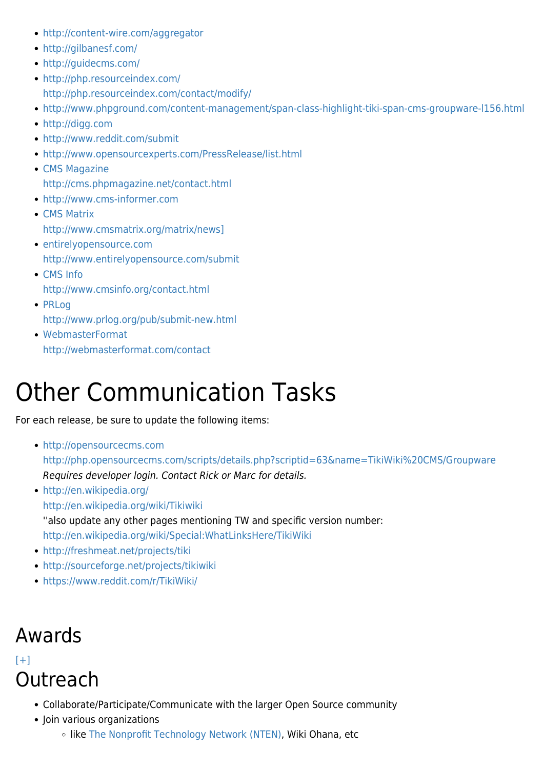- http://content-wire.com/aggregator
- http://gilbanesf.com/
- http://guidecms.com/
- http://php.resourceindex.com/
  http://php.resourceindex.com/contact/modify/
- http://www.phpground.com/content-management/span-class-highlight-tiki-span-cms-groupware-l156.html
- http://digg.com
- http://www.reddit.com/submit
- http://www.opensourceexperts.com/PressRelease/list.html
- CMS Magazine
  http://cms.phpmagazine.net/contact.html
- http://www.cms-informer.com
- CMS Matrix
  http://www.cmsmatrix.org/matrix/news]
- entirelyopensource.com
  http://www.entirelyopensource.com/submit
- CMS Info
  http://www.cmsinfo.org/contact.html
- PRLog
  http://www.prlog.org/pub/submit-new.html
- WebmasterFormat
  http://webmasterformat.com/contact

# Other Communication Tasks

For each release, be sure to update the following items:

- http://opensourcecms.com
  http://php.opensourcecms.com/scripts/details.php?scriptid=63&name=TikiWiki%20CMS/Groupware
  *Requires developer login. Contact Rick or Marc for details.*
- http://en.wikipedia.org/
  http://en.wikipedia.org/wiki/Tikiwiki
  ''also update any other pages mentioning TW and specific version number:
  http://en.wikipedia.org/wiki/Special:WhatLinksHere/TikiWiki
- http://freshmeat.net/projects/tiki
- http://sourceforge.net/projects/tikiwiki
- https://www.reddit.com/r/TikiWiki/

## Awards

[+]

## Outreach

- Collaborate/Participate/Communicate with the larger Open Source community
- Join various organizations
  - like The Nonprofit Technology Network (NTEN), Wiki Ohana, etc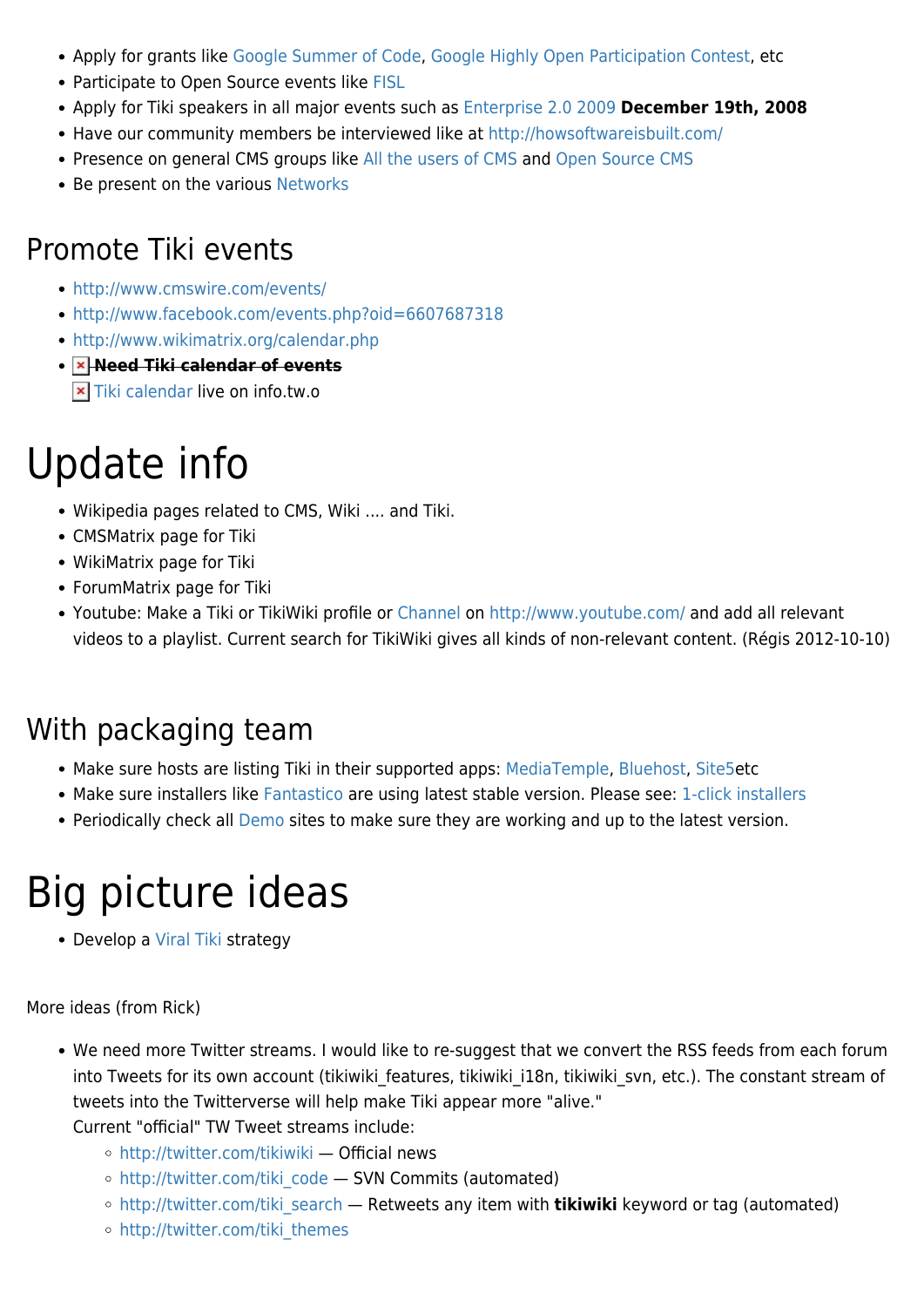- Apply for grants like Google Summer of Code, Google Highly Open Participation Contest, etc
- Participate to Open Source events like FISL
- Apply for Tiki speakers in all major events such as Enterprise 2.0 2009 **December 19th, 2008**
- Have our community members be interviewed like at http://howsoftwareisbuilt.com/
- Presence on general CMS groups like All the users of CMS and Open Source CMS
- Be present on the various Networks

## Promote Tiki events

- http://www.cmswire.com/events/
- http://www.facebook.com/events.php?oid=6607687318
- http://www.wikimatrix.org/calendar.php
- ~~**Need Tiki calendar of events**~~
  Tiki calendar live on info.tw.o

# Update info

- Wikipedia pages related to CMS, Wiki .... and Tiki.
- CMSMatrix page for Tiki
- WikiMatrix page for Tiki
- ForumMatrix page for Tiki
- Youtube: Make a Tiki or TikiWiki profile or Channel on http://www.youtube.com/ and add all relevant videos to a playlist. Current search for TikiWiki gives all kinds of non-relevant content. (Régis 2012-10-10)

## With packaging team

- Make sure hosts are listing Tiki in their supported apps: MediaTemple, Bluehost, Site5etc
- Make sure installers like Fantastico are using latest stable version. Please see: 1-click installers
- Periodically check all Demo sites to make sure they are working and up to the latest version.

# Big picture ideas

- Develop a Viral Tiki strategy

More ideas (from Rick)

- We need more Twitter streams. I would like to re-suggest that we convert the RSS feeds from each forum into Tweets for its own account (tikiwiki_features, tikiwiki_i18n, tikiwiki_svn, etc.). The constant stream of tweets into the Twitterverse will help make Tiki appear more "alive."
  Current "official" TW Tweet streams include:
  - http://twitter.com/tikiwiki — Official news
  - http://twitter.com/tiki_code — SVN Commits (automated)
  - http://twitter.com/tiki_search — Retweets any item with **tikiwiki** keyword or tag (automated)
  - http://twitter.com/tiki_themes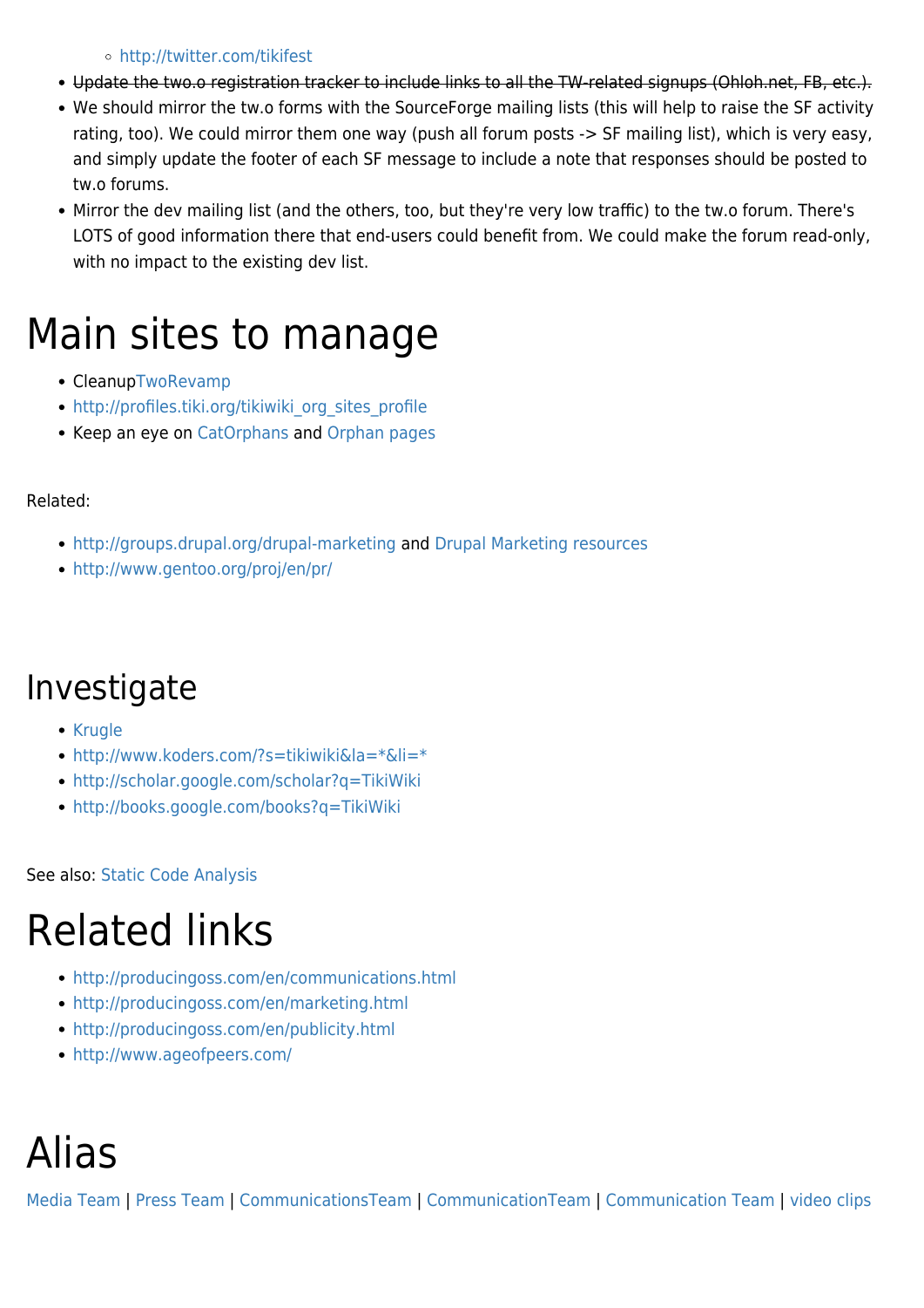- http://twitter.com/tikifest
- ~~Update the two.o registration tracker to include links to all the TW-related signups (Ohloh.net, FB, etc.).~~
- We should mirror the tw.o forms with the SourceForge mailing lists (this will help to raise the SF activity rating, too). We could mirror them one way (push all forum posts -> SF mailing list), which is very easy, and simply update the footer of each SF message to include a note that responses should be posted to tw.o forums.
- Mirror the dev mailing list (and the others, too, but they're very low traffic) to the tw.o forum. There's LOTS of good information there that end-users could benefit from. We could make the forum read-only, with no impact to the existing dev list.

# Main sites to manage

- CleanupTwoRevamp
- http://profiles.tiki.org/tikiwiki_org_sites_profile
- Keep an eye on CatOrphans and Orphan pages

Related:

- http://groups.drupal.org/drupal-marketing and Drupal Marketing resources
- http://www.gentoo.org/proj/en/pr/

## Investigate

- Krugle
- http://www.koders.com/?s=tikiwiki&la=*&li=*
- http://scholar.google.com/scholar?q=TikiWiki
- http://books.google.com/books?q=TikiWiki

See also: Static Code Analysis

# Related links

- http://producingoss.com/en/communications.html
- http://producingoss.com/en/marketing.html
- http://producingoss.com/en/publicity.html
- http://www.ageofpeers.com/

# Alias

Media Team | Press Team | CommunicationsTeam | CommunicationTeam | Communication Team | video clips